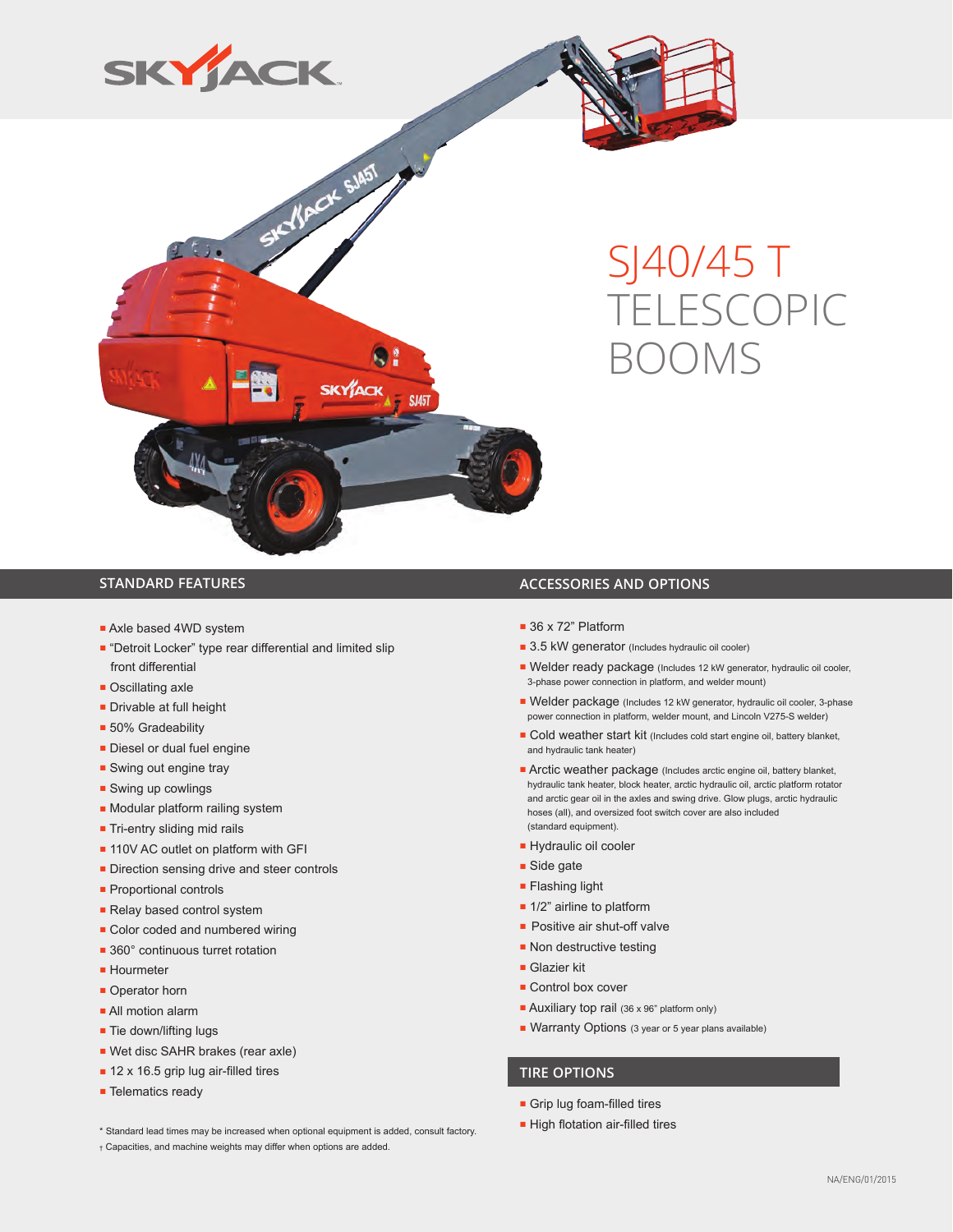# SJ40/45 T TELESCOPIC BOOMS

## STANDARD FEATURES

- Axle based 4WD system
- "Detroit Locker" type rear differential and limited slip front differential
- Oscillating axle
- Drivable at full height
- 50% Gradeability
- Diesel or dual fuel engine
- Swing out engine tray
- Swing up cowlings
- Modular platform railing system
- Tri-entry sliding mid rails
- 110V AC outlet on platform with GFI
- Direction sensing drive and steer controls
- Proportional controls
- Relay based control system
- Color coded and numbered wiring
- 360° continuous turret rotation
- Hourmeter
- Operator horn
- All motion alarm
- Tie down/lifting lugs
- Wet disc SAHR brakes (rear axle)
- 12 x 16.5 grip lug air-filled tires
- Telematics ready

\* Standard lead times may be increased when optional equipment is added, consult factory.
† Capacities, and machine weights may differ when options are added.

## ACCESSORIES AND OPTIONS

- 36 x 72" Platform
- 3.5 kW generator (Includes hydraulic oil cooler)
- Welder ready package (Includes 12 kW generator, hydraulic oil cooler, 3-phase power connection in platform, and welder mount)
- Welder package (Includes 12 kW generator, hydraulic oil cooler, 3-phase power connection in platform, welder mount, and Lincoln V275-S welder)
- Cold weather start kit (Includes cold start engine oil, battery blanket, and hydraulic tank heater)
- Arctic weather package (Includes arctic engine oil, battery blanket, hydraulic tank heater, block heater, arctic hydraulic oil, arctic platform rotator and arctic gear oil in the axles and swing drive. Glow plugs, arctic hydraulic hoses (all), and oversized foot switch cover are also included (standard equipment).
- Hydraulic oil cooler
- Side gate
- Flashing light
- 1/2" airline to platform
- Positive air shut-off valve
- Non destructive testing
- Glazier kit
- Control box cover
- Auxiliary top rail (36 x 96" platform only)
- Warranty Options (3 year or 5 year plans available)

## TIRE OPTIONS

- Grip lug foam-filled tires
- High flotation air-filled tires

NA/ENG/01/2015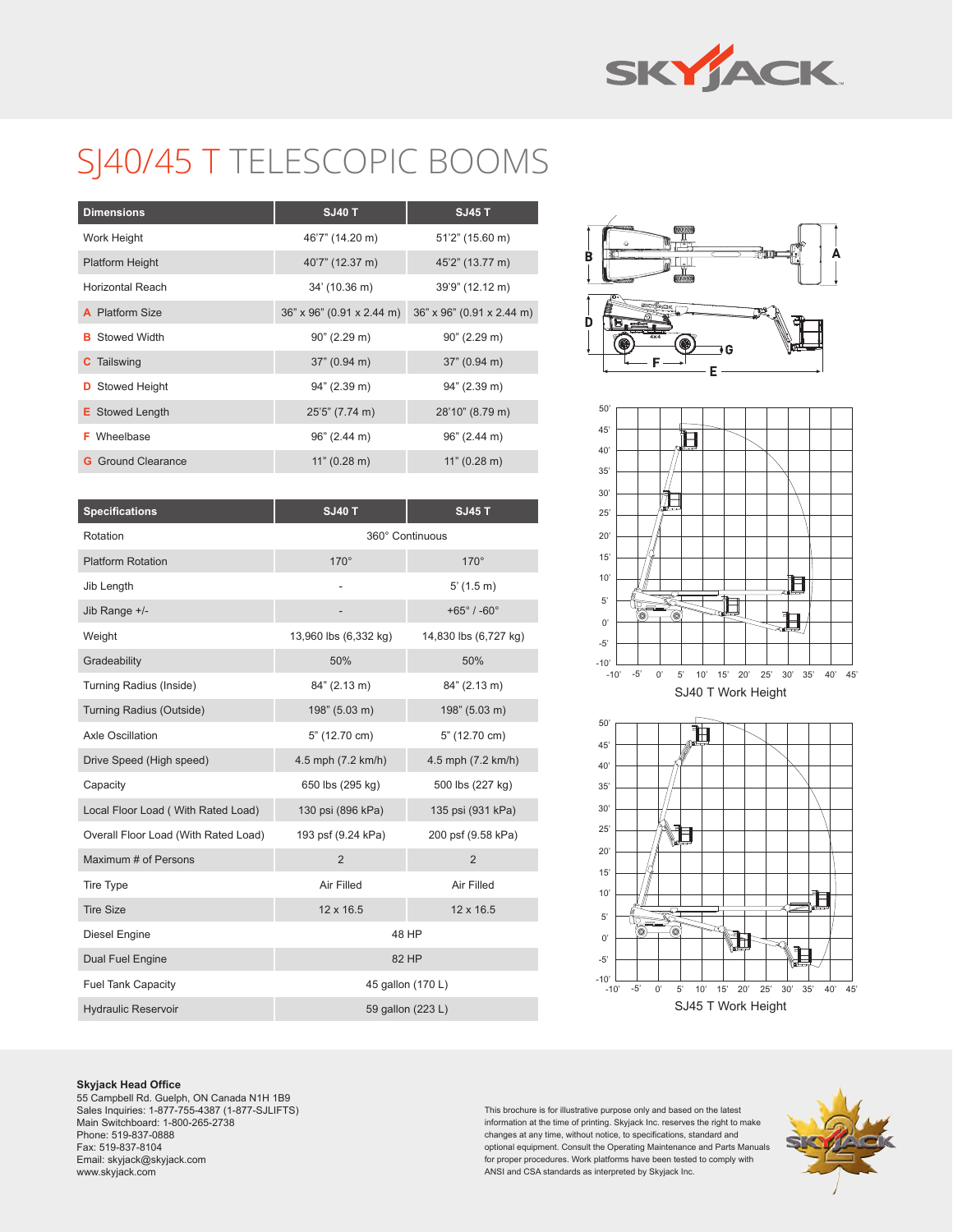# SJ40/45 T TELESCOPIC BOOMS

| Dimensions | SJ40 T | SJ45 T |
|---|---|---|
| Work Height | 46'7" (14.20 m) | 51'2" (15.60 m) |
| Platform Height | 40'7" (12.37 m) | 45'2" (13.77 m) |
| Horizontal Reach | 34' (10.36 m) | 39'9" (12.12 m) |
| A Platform Size | 36" x 96" (0.91 x 2.44 m) | 36" x 96" (0.91 x 2.44 m) |
| B Stowed Width | 90" (2.29 m) | 90" (2.29 m) |
| C Tailswing | 37" (0.94 m) | 37" (0.94 m) |
| D Stowed Height | 94" (2.39 m) | 94" (2.39 m) |
| E Stowed Length | 25'5" (7.74 m) | 28'10" (8.79 m) |
| F Wheelbase | 96" (2.44 m) | 96" (2.44 m) |
| G Ground Clearance | 11" (0.28 m) | 11" (0.28 m) |

| Specifications | SJ40 T | SJ45 T |
|---|---|---|
| Rotation | 360° Continuous | |
| Platform Rotation | 170° | 170° |
| Jib Length | - | 5' (1.5 m) |
| Jib Range +/- | - | +65° / -60° |
| Weight | 13,960 lbs (6,332 kg) | 14,830 lbs (6,727 kg) |
| Gradeability | 50% | 50% |
| Turning Radius (Inside) | 84" (2.13 m) | 84" (2.13 m) |
| Turning Radius (Outside) | 198" (5.03 m) | 198" (5.03 m) |
| Axle Oscillation | 5" (12.70 cm) | 5" (12.70 cm) |
| Drive Speed (High speed) | 4.5 mph (7.2 km/h) | 4.5 mph (7.2 km/h) |
| Capacity | 650 lbs (295 kg) | 500 lbs (227 kg) |
| Local Floor Load ( With Rated Load) | 130 psi (896 kPa) | 135 psi (931 kPa) |
| Overall Floor Load (With Rated Load) | 193 psf (9.24 kPa) | 200 psf (9.58 kPa) |
| Maximum # of Persons | 2 | 2 |
| Tire Type | Air Filled | Air Filled |
| Tire Size | 12 x 16.5 | 12 x 16.5 |
| Diesel Engine | 48 HP | |
| Dual Fuel Engine | 82 HP | |
| Fuel Tank Capacity | 45 gallon (170 L) | |
| Hydraulic Reservoir | 59 gallon (223 L) | |

A
B
D
F
E
G

50' 45' 40' 35' 30' 25' 20' 15' 10' 5' 0' -5' -10'
-10' -5' 0' 5' 10' 15' 20' 25' 30' 35' 40' 45'

SJ40 T Work Height

50' 45' 40' 35' 30' 25' 20' 15' 10' 5' 0' -5' -10'
-10' -5' 0' 5' 10' 15' 20' 25' 30' 35' 40' 45'

SJ45 T Work Height

**Skyjack Head Office**
55 Campbell Rd. Guelph, ON Canada N1H 1B9
Sales Inquiries: 1-877-755-4387 (1-877-SJLIFTS)
Main Switchboard: 1-800-265-2738
Phone: 519-837-0888
Fax: 519-837-8104
Email: skyjack@skyjack.com
www.skyjack.com

This brochure is for illustrative purpose only and based on the latest information at the time of printing. Skyjack Inc. reserves the right to make changes at any time, without notice, to specifications, standard and optional equipment. Consult the Operating Maintenance and Parts Manuals for proper procedures. Work platforms have been tested to comply with ANSI and CSA standards as interpreted by Skyjack Inc.